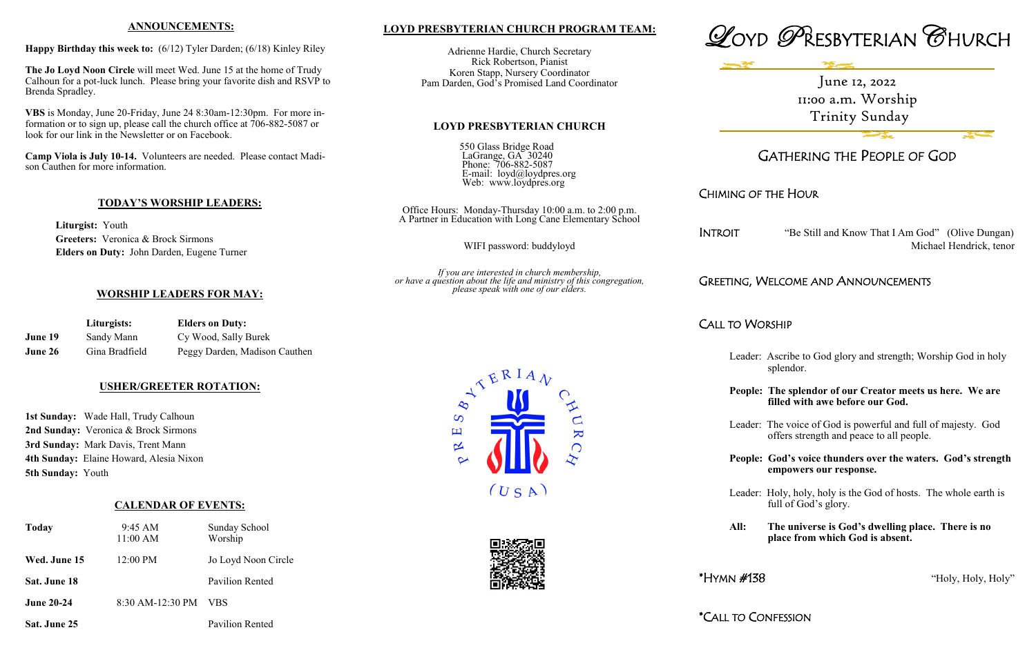## ANNOUNCEMENTS:

**Happy Birthday this week to:** (6/12) Tyler Darden; (6/18) Kinley Riley

**The Jo Loyd Noon Circle** will meet Wed. June 15 at the home of Trudy Calhoun for a pot-luck lunch. Please bring your favorite dish and RSVP to Brenda Spradley.

**VBS** is Monday, June 20-Friday, June 24 8:30am-12:30pm. For more information or to sign up, please call the church office at 706-882-5087 or look for our link in the Newsletter or on Facebook.

**Camp Viola is July 10-14.** Volunteers are needed. Please contact Madison Cauthen for more information.

## TODAY'S WORSHIP LEADERS:

**Liturgist:** Youth
**Greeters:** Veronica & Brock Sirmons
**Elders on Duty:** John Darden, Eugene Turner

## WORSHIP LEADERS FOR MAY:

| | Liturgists: | Elders on Duty: |
|---|---|---|
| June 19 | Sandy Mann | Cy Wood, Sally Burek |
| June 26 | Gina Bradfield | Peggy Darden, Madison Cauthen |

## USHER/GREETER ROTATION:

**1st Sunday:** Wade Hall, Trudy Calhoun
**2nd Sunday:** Veronica & Brock Sirmons
**3rd Sunday:** Mark Davis, Trent Mann
**4th Sunday:** Elaine Howard, Alesia Nixon
**5th Sunday:** Youth

## CALENDAR OF EVENTS:

| | | |
|---|---|---|
| Today | 9:45 AM<br>11:00 AM | Sunday School<br>Worship |
| Wed. June 15 | 12:00 PM | Jo Loyd Noon Circle |
| Sat. June 18 | | Pavilion Rented |
| June 20-24 | 8:30 AM-12:30 PM | VBS |
| Sat. June 25 | | Pavilion Rented |

## LOYD PRESBYTERIAN CHURCH PROGRAM TEAM:

Adrienne Hardie, Church Secretary
Rick Robertson, Pianist
Koren Stapp, Nursery Coordinator
Pam Darden, God's Promised Land Coordinator

## LOYD PRESBYTERIAN CHURCH

550 Glass Bridge Road
LaGrange, GA 30240
Phone: 706-882-5087
E-mail: loyd@loydpres.org
Web: www.loydpres.org

Office Hours: Monday-Thursday 10:00 a.m. to 2:00 p.m.
A Partner in Education with Long Cane Elementary School

WIFI password: buddyloyd

*If you are interested in church membership, or have a question about the life and ministry of this congregation, please speak with one of our elders.*

PRESBYTERIAN CHURCH (USA)

# LOYD PRESBYTERIAN CHURCH

June 12, 2022
11:00 a.m. Worship
Trinity Sunday

## GATHERING THE PEOPLE OF GOD

### CHIMING OF THE HOUR

### INTROIT
"Be Still and Know That I Am God" (Olive Dungan)
Michael Hendrick, tenor

### GREETING, WELCOME AND ANNOUNCEMENTS

### CALL TO WORSHIP

Leader: Ascribe to God glory and strength; Worship God in holy splendor.

**People: The splendor of our Creator meets us here. We are filled with awe before our God.**

Leader: The voice of God is powerful and full of majesty. God offers strength and peace to all people.

**People: God's voice thunders over the waters. God's strength empowers our response.**

Leader: Holy, holy, holy is the God of hosts. The whole earth is full of God's glory.

**All: The universe is God's dwelling place. There is no place from which God is absent.**

### *HYMN #138
"Holy, Holy, Holy"

### *CALL TO CONFESSION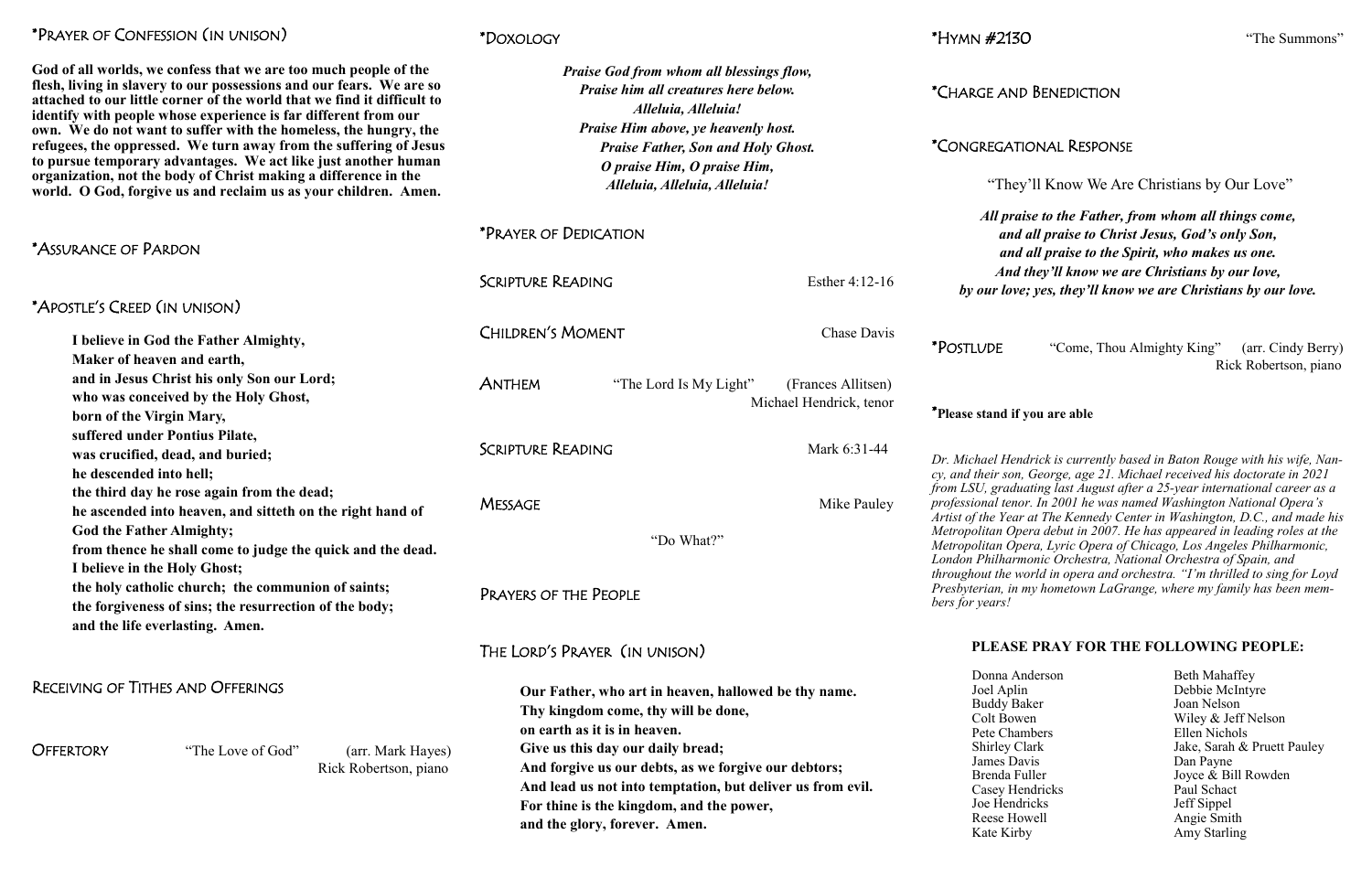## *Prayer of Confession (in unison)

**God of all worlds, we confess that we are too much people of the flesh, living in slavery to our possessions and our fears. We are so attached to our little corner of the world that we find it difficult to identify with people whose experience is far different from our own. We do not want to suffer with the homeless, the hungry, the refugees, the oppressed. We turn away from the suffering of Jesus to pursue temporary advantages. We act like just another human organization, not the body of Christ making a difference in the world. O God, forgive us and reclaim us as your children. Amen.**

## *Assurance of Pardon

## *Apostle's Creed (in unison)

**I believe in God the Father Almighty,**
**Maker of heaven and earth,**
**and in Jesus Christ his only Son our Lord;**
**who was conceived by the Holy Ghost,**
**born of the Virgin Mary,**
**suffered under Pontius Pilate,**
**was crucified, dead, and buried;**
**he descended into hell;**
**the third day he rose again from the dead;**
**he ascended into heaven, and sitteth on the right hand of God the Father Almighty;**
**from thence he shall come to judge the quick and the dead.**
**I believe in the Holy Ghost;**
**the holy catholic church; the communion of saints;**
**the forgiveness of sins; the resurrection of the body;**
**and the life everlasting. Amen.**

## Receiving of Tithes and Offerings

**Offertory** "The Love of God" (arr. Mark Hayes)
Rick Robertson, piano

## *Doxology

***Praise God from whom all blessings flow,***
***Praise him all creatures here below.***
***Alleluia, Alleluia!***
***Praise Him above, ye heavenly host.***
***Praise Father, Son and Holy Ghost.***
***O praise Him, O praise Him,***
***Alleluia, Alleluia, Alleluia!***

## *Prayer of Dedication

**Scripture Reading** Esther 4:12-16

**Children's Moment** Chase Davis

**Anthem** "The Lord Is My Light" (Frances Allitsen)
Michael Hendrick, tenor

**Scripture Reading** Mark 6:31-44

**Message** Mike Pauley

"Do What?"

## Prayers of the People

## The Lord's Prayer (in unison)

**Our Father, who art in heaven, hallowed be thy name.**
**Thy kingdom come, thy will be done,**
**on earth as it is in heaven.**
**Give us this day our daily bread;**
**And forgive us our debts, as we forgive our debtors;**
**And lead us not into temptation, but deliver us from evil.**
**For thine is the kingdom, and the power,**
**and the glory, forever. Amen.**

## *Hymn #2130 "The Summons"

## *Charge and Benediction

## *Congregational Response

"They'll Know We Are Christians by Our Love"

***All praise to the Father, from whom all things come,***
***and all praise to Christ Jesus, God's only Son,***
***and all praise to the Spirit, who makes us one.***
***And they'll know we are Christians by our love,***
***by our love; yes, they'll know we are Christians by our love.***

**\*Postlude** "Come, Thou Almighty King" (arr. Cindy Berry)
Rick Robertson, piano

**\*Please stand if you are able**

*Dr. Michael Hendrick is currently based in Baton Rouge with his wife, Nancy, and their son, George, age 21. Michael received his doctorate in 2021 from LSU, graduating last August after a 25-year international career as a professional tenor. In 2001 he was named Washington National Opera's Artist of the Year at The Kennedy Center in Washington, D.C., and made his Metropolitan Opera debut in 2007. He has appeared in leading roles at the Metropolitan Opera, Lyric Opera of Chicago, Los Angeles Philharmonic, London Philharmonic Orchestra, National Orchestra of Spain, and throughout the world in opera and orchestra. "I'm thrilled to sing for Loyd Presbyterian, in my hometown LaGrange, where my family has been members for years!*

### PLEASE PRAY FOR THE FOLLOWING PEOPLE:

Donna Anderson
Joel Aplin
Buddy Baker
Colt Bowen
Pete Chambers
Shirley Clark
James Davis
Brenda Fuller
Casey Hendricks
Joe Hendricks
Reese Howell
Kate Kirby
Beth Mahaffey
Debbie McIntyre
Joan Nelson
Wiley & Jeff Nelson
Ellen Nichols
Jake, Sarah & Pruett Pauley
Dan Payne
Joyce & Bill Rowden
Paul Schact
Jeff Sippel
Angie Smith
Amy Starling